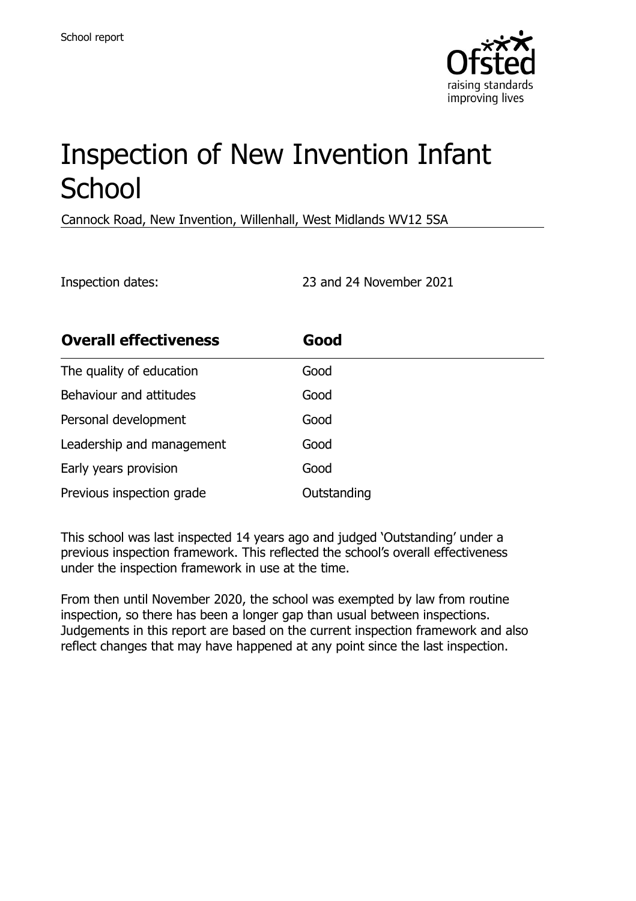School report

# Inspection of New Invention Infant School

Cannock Road, New Invention, Willenhall, West Midlands WV12 5SA

Inspection dates: 23 and 24 November 2021

| **Overall effectiveness** | **Good** |
| --- | --- |
| The quality of education | Good |
| Behaviour and attitudes | Good |
| Personal development | Good |
| Leadership and management | Good |
| Early years provision | Good |
| Previous inspection grade | Outstanding |

This school was last inspected 14 years ago and judged 'Outstanding' under a previous inspection framework. This reflected the school's overall effectiveness under the inspection framework in use at the time.

From then until November 2020, the school was exempted by law from routine inspection, so there has been a longer gap than usual between inspections. Judgements in this report are based on the current inspection framework and also reflect changes that may have happened at any point since the last inspection.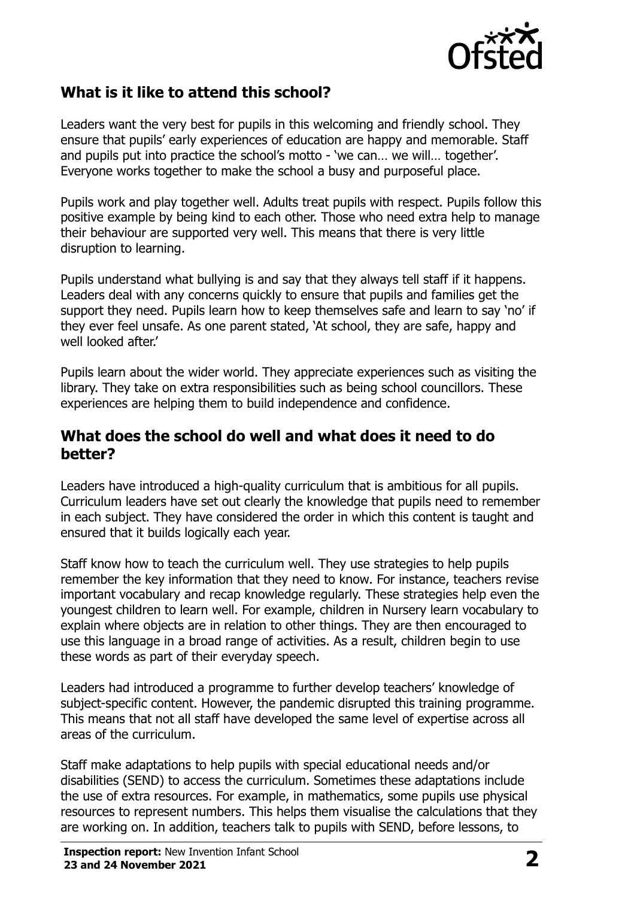## What is it like to attend this school?

Leaders want the very best for pupils in this welcoming and friendly school. They ensure that pupils' early experiences of education are happy and memorable. Staff and pupils put into practice the school's motto - 'we can… we will… together'. Everyone works together to make the school a busy and purposeful place.

Pupils work and play together well. Adults treat pupils with respect. Pupils follow this positive example by being kind to each other. Those who need extra help to manage their behaviour are supported very well. This means that there is very little disruption to learning.

Pupils understand what bullying is and say that they always tell staff if it happens. Leaders deal with any concerns quickly to ensure that pupils and families get the support they need. Pupils learn how to keep themselves safe and learn to say 'no' if they ever feel unsafe. As one parent stated, 'At school, they are safe, happy and well looked after.'

Pupils learn about the wider world. They appreciate experiences such as visiting the library. They take on extra responsibilities such as being school councillors. These experiences are helping them to build independence and confidence.

## What does the school do well and what does it need to do better?

Leaders have introduced a high-quality curriculum that is ambitious for all pupils. Curriculum leaders have set out clearly the knowledge that pupils need to remember in each subject. They have considered the order in which this content is taught and ensured that it builds logically each year.

Staff know how to teach the curriculum well. They use strategies to help pupils remember the key information that they need to know. For instance, teachers revise important vocabulary and recap knowledge regularly. These strategies help even the youngest children to learn well. For example, children in Nursery learn vocabulary to explain where objects are in relation to other things. They are then encouraged to use this language in a broad range of activities. As a result, children begin to use these words as part of their everyday speech.

Leaders had introduced a programme to further develop teachers' knowledge of subject-specific content. However, the pandemic disrupted this training programme. This means that not all staff have developed the same level of expertise across all areas of the curriculum.

Staff make adaptations to help pupils with special educational needs and/or disabilities (SEND) to access the curriculum. Sometimes these adaptations include the use of extra resources. For example, in mathematics, some pupils use physical resources to represent numbers. This helps them visualise the calculations that they are working on. In addition, teachers talk to pupils with SEND, before lessons, to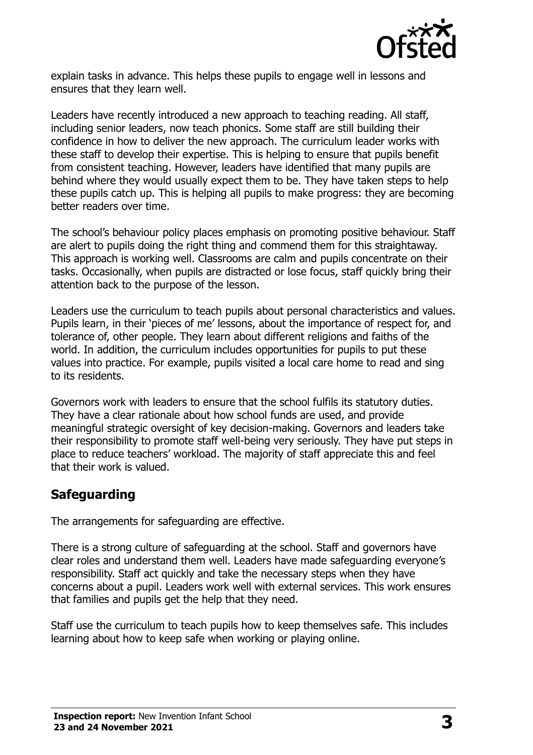explain tasks in advance. This helps these pupils to engage well in lessons and ensures that they learn well.

Leaders have recently introduced a new approach to teaching reading. All staff, including senior leaders, now teach phonics. Some staff are still building their confidence in how to deliver the new approach. The curriculum leader works with these staff to develop their expertise. This is helping to ensure that pupils benefit from consistent teaching. However, leaders have identified that many pupils are behind where they would usually expect them to be. They have taken steps to help these pupils catch up. This is helping all pupils to make progress: they are becoming better readers over time.

The school's behaviour policy places emphasis on promoting positive behaviour. Staff are alert to pupils doing the right thing and commend them for this straightaway. This approach is working well. Classrooms are calm and pupils concentrate on their tasks. Occasionally, when pupils are distracted or lose focus, staff quickly bring their attention back to the purpose of the lesson.

Leaders use the curriculum to teach pupils about personal characteristics and values. Pupils learn, in their 'pieces of me' lessons, about the importance of respect for, and tolerance of, other people. They learn about different religions and faiths of the world. In addition, the curriculum includes opportunities for pupils to put these values into practice. For example, pupils visited a local care home to read and sing to its residents.

Governors work with leaders to ensure that the school fulfils its statutory duties. They have a clear rationale about how school funds are used, and provide meaningful strategic oversight of key decision-making. Governors and leaders take their responsibility to promote staff well-being very seriously. They have put steps in place to reduce teachers' workload. The majority of staff appreciate this and feel that their work is valued.

## Safeguarding

The arrangements for safeguarding are effective.

There is a strong culture of safeguarding at the school. Staff and governors have clear roles and understand them well. Leaders have made safeguarding everyone's responsibility. Staff act quickly and take the necessary steps when they have concerns about a pupil. Leaders work well with external services. This work ensures that families and pupils get the help that they need.

Staff use the curriculum to teach pupils how to keep themselves safe. This includes learning about how to keep safe when working or playing online.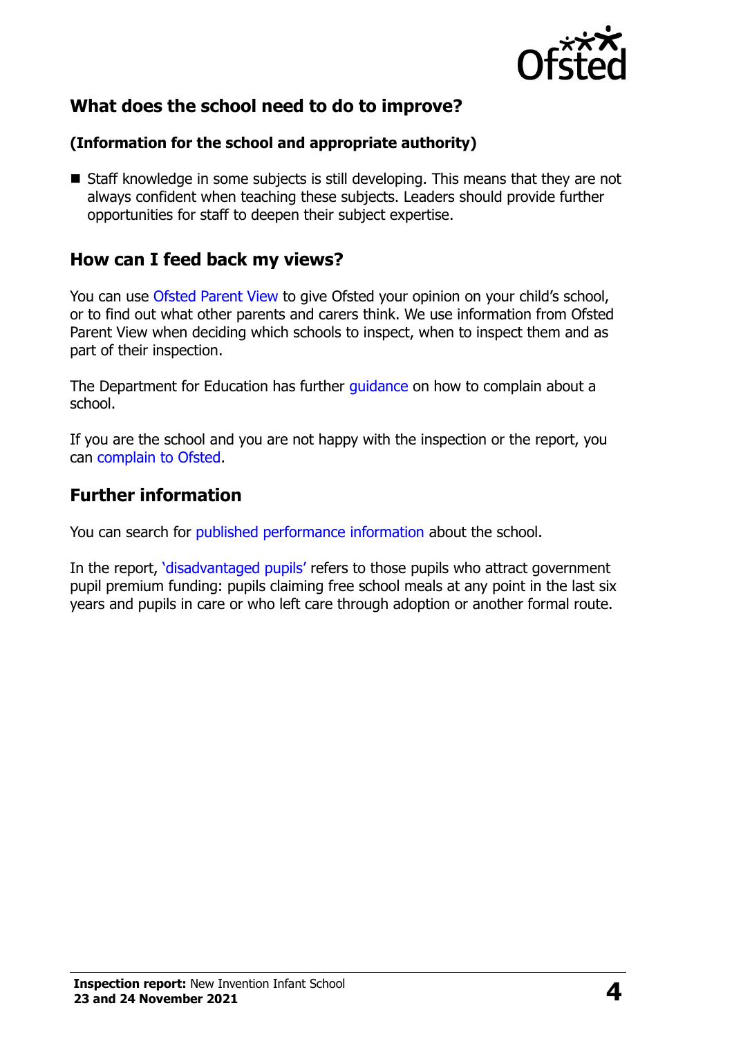## What does the school need to do to improve?

**(Information for the school and appropriate authority)**

- Staff knowledge in some subjects is still developing. This means that they are not always confident when teaching these subjects. Leaders should provide further opportunities for staff to deepen their subject expertise.

## How can I feed back my views?

You can use Ofsted Parent View to give Ofsted your opinion on your child's school, or to find out what other parents and carers think. We use information from Ofsted Parent View when deciding which schools to inspect, when to inspect them and as part of their inspection.

The Department for Education has further guidance on how to complain about a school.

If you are the school and you are not happy with the inspection or the report, you can complain to Ofsted.

## Further information

You can search for published performance information about the school.

In the report, 'disadvantaged pupils' refers to those pupils who attract government pupil premium funding: pupils claiming free school meals at any point in the last six years and pupils in care or who left care through adoption or another formal route.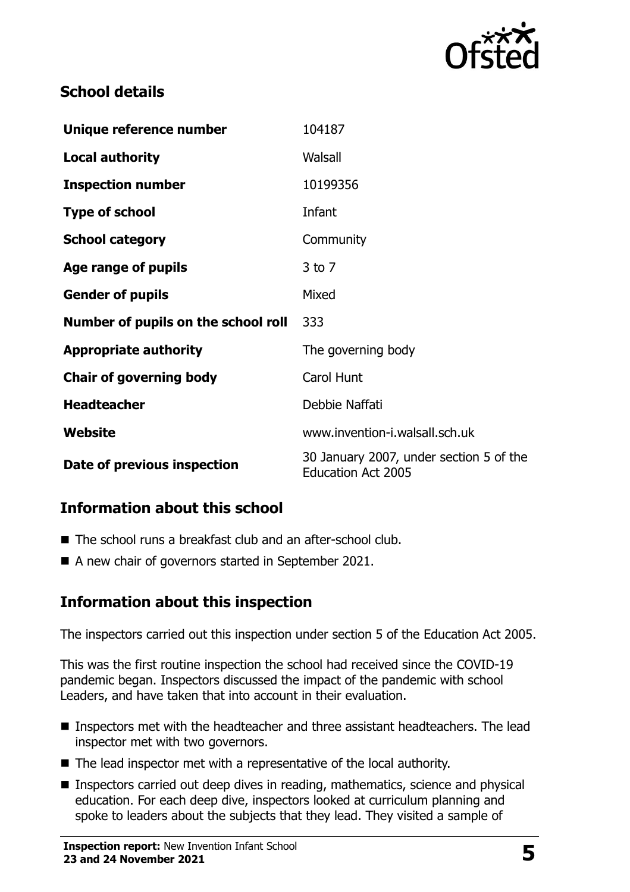## School details

| | |
|---|---|
| **Unique reference number** | 104187 |
| **Local authority** | Walsall |
| **Inspection number** | 10199356 |
| **Type of school** | Infant |
| **School category** | Community |
| **Age range of pupils** | 3 to 7 |
| **Gender of pupils** | Mixed |
| **Number of pupils on the school roll** | 333 |
| **Appropriate authority** | The governing body |
| **Chair of governing body** | Carol Hunt |
| **Headteacher** | Debbie Naffati |
| **Website** | www.invention-i.walsall.sch.uk |
| **Date of previous inspection** | 30 January 2007, under section 5 of the Education Act 2005 |

## Information about this school

- The school runs a breakfast club and an after-school club.
- A new chair of governors started in September 2021.

## Information about this inspection

The inspectors carried out this inspection under section 5 of the Education Act 2005.

This was the first routine inspection the school had received since the COVID-19 pandemic began. Inspectors discussed the impact of the pandemic with school Leaders, and have taken that into account in their evaluation.

- Inspectors met with the headteacher and three assistant headteachers. The lead inspector met with two governors.
- The lead inspector met with a representative of the local authority.
- Inspectors carried out deep dives in reading, mathematics, science and physical education. For each deep dive, inspectors looked at curriculum planning and spoke to leaders about the subjects that they lead. They visited a sample of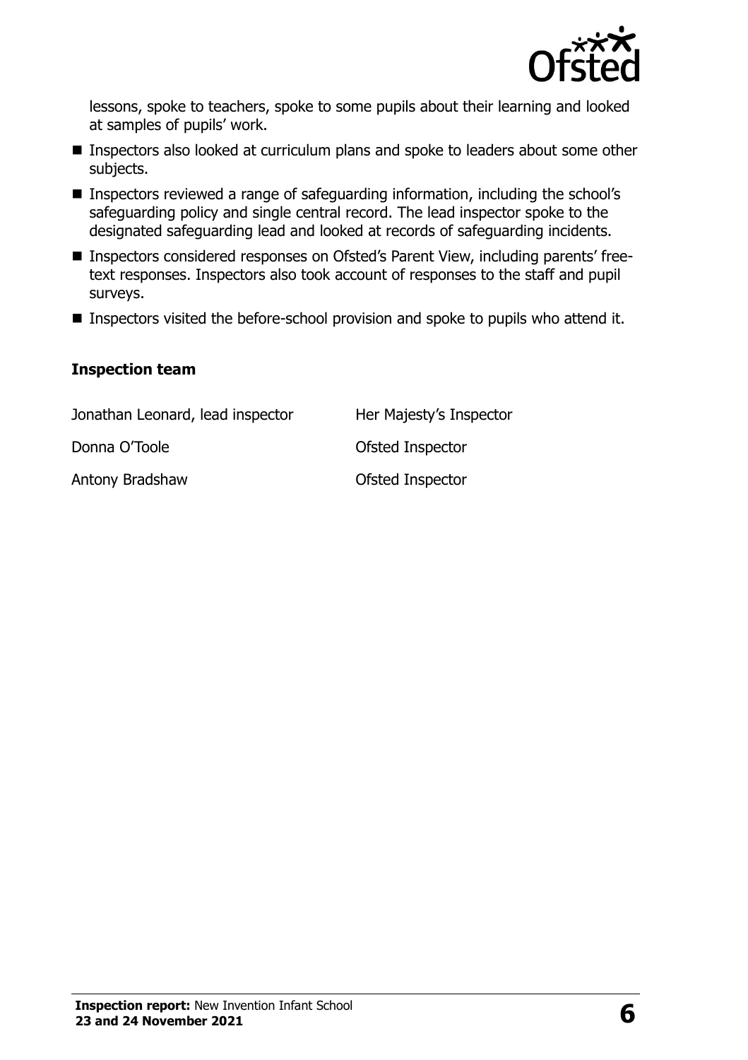lessons, spoke to teachers, spoke to some pupils about their learning and looked at samples of pupils' work.

- Inspectors also looked at curriculum plans and spoke to leaders about some other subjects.
- Inspectors reviewed a range of safeguarding information, including the school's safeguarding policy and single central record. The lead inspector spoke to the designated safeguarding lead and looked at records of safeguarding incidents.
- Inspectors considered responses on Ofsted's Parent View, including parents' free-text responses. Inspectors also took account of responses to the staff and pupil surveys.
- Inspectors visited the before-school provision and spoke to pupils who attend it.

### Inspection team

| | |
|---|---|
| Jonathan Leonard, lead inspector | Her Majesty's Inspector |
| Donna O'Toole | Ofsted Inspector |
| Antony Bradshaw | Ofsted Inspector |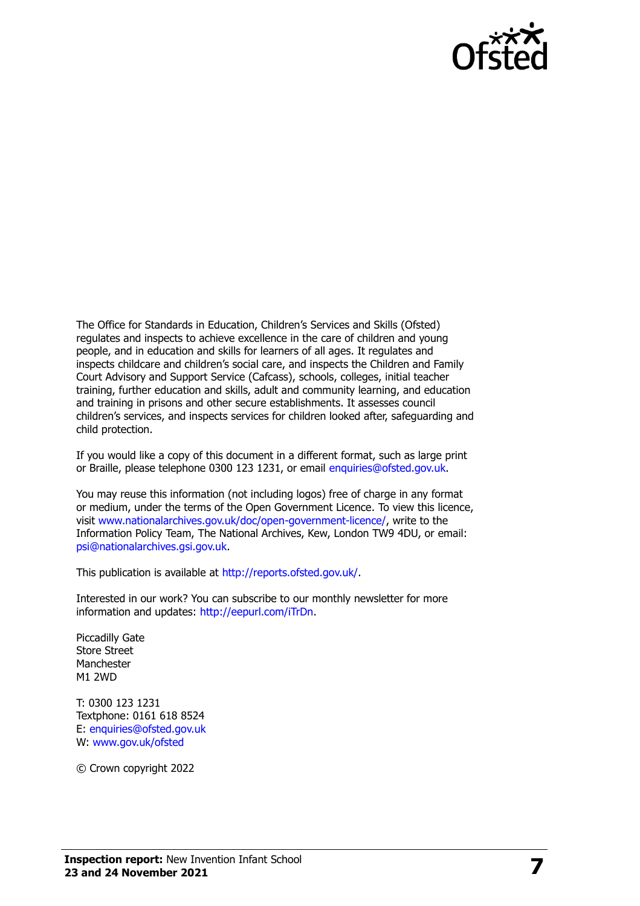The Office for Standards in Education, Children's Services and Skills (Ofsted) regulates and inspects to achieve excellence in the care of children and young people, and in education and skills for learners of all ages. It regulates and inspects childcare and children's social care, and inspects the Children and Family Court Advisory and Support Service (Cafcass), schools, colleges, initial teacher training, further education and skills, adult and community learning, and education and training in prisons and other secure establishments. It assesses council children's services, and inspects services for children looked after, safeguarding and child protection.

If you would like a copy of this document in a different format, such as large print or Braille, please telephone 0300 123 1231, or email enquiries@ofsted.gov.uk.

You may reuse this information (not including logos) free of charge in any format or medium, under the terms of the Open Government Licence. To view this licence, visit www.nationalarchives.gov.uk/doc/open-government-licence/, write to the Information Policy Team, The National Archives, Kew, London TW9 4DU, or email: psi@nationalarchives.gsi.gov.uk.

This publication is available at http://reports.ofsted.gov.uk/.

Interested in our work? You can subscribe to our monthly newsletter for more information and updates: http://eepurl.com/iTrDn.

Piccadilly Gate
Store Street
Manchester
M1 2WD

T: 0300 123 1231
Textphone: 0161 618 8524
E: enquiries@ofsted.gov.uk
W: www.gov.uk/ofsted

© Crown copyright 2022